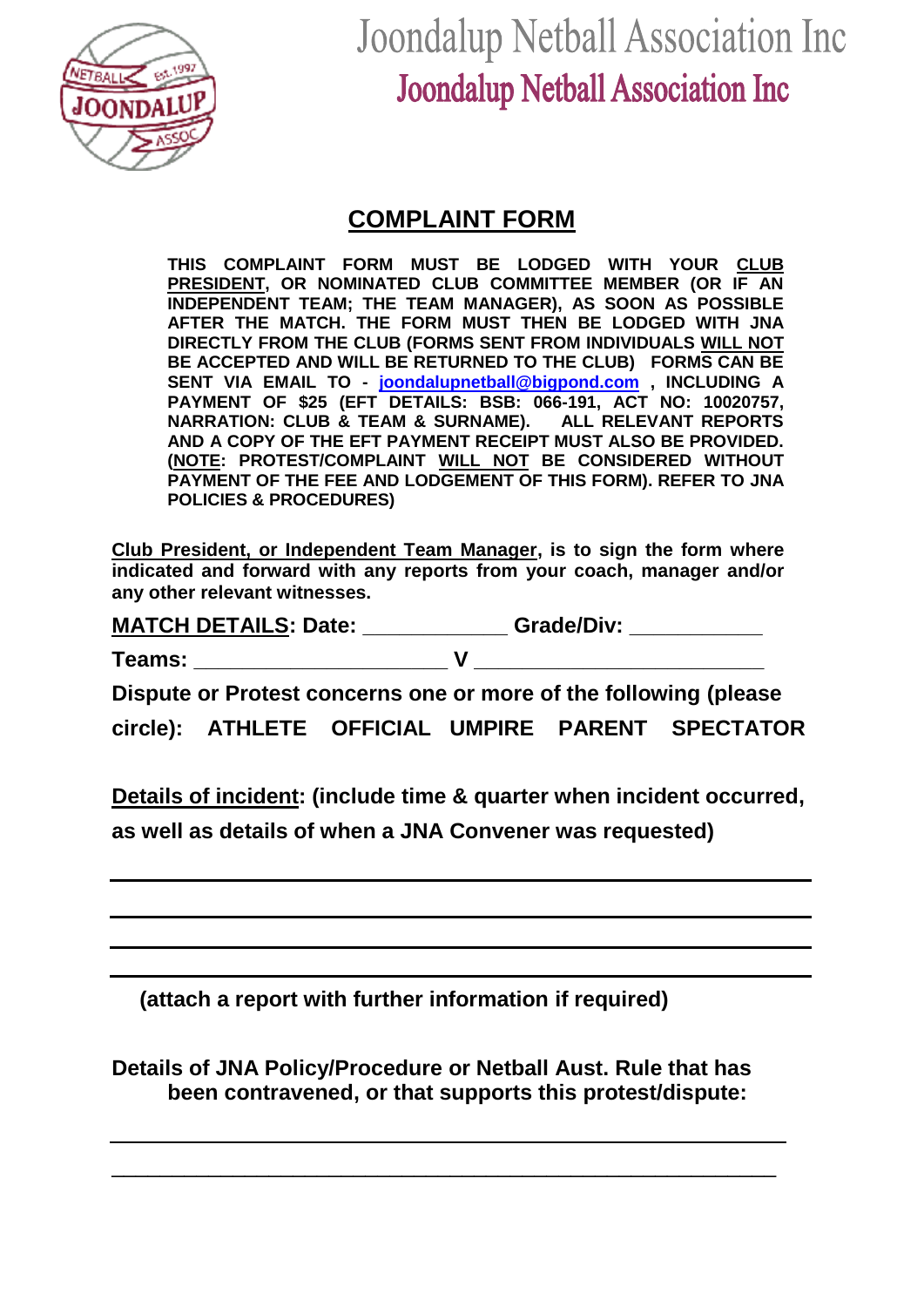# Joondalup Netball Association Inc

## Joondalup Netball Association Inc

## COMPLAINT FORM

**THIS COMPLAINT FORM MUST BE LODGED WITH YOUR CLUB PRESIDENT, OR NOMINATED CLUB COMMITTEE MEMBER (OR IF AN INDEPENDENT TEAM; THE TEAM MANAGER), AS SOON AS POSSIBLE AFTER THE MATCH. THE FORM MUST THEN BE LODGED WITH JNA DIRECTLY FROM THE CLUB (FORMS SENT FROM INDIVIDUALS WILL NOT BE ACCEPTED AND WILL BE RETURNED TO THE CLUB) FORMS CAN BE SENT VIA EMAIL TO - joondalupnetball@bigpond.com , INCLUDING A PAYMENT OF $25 (EFT DETAILS: BSB: 066-191, ACT NO: 10020757, NARRATION: CLUB & TEAM & SURNAME). ALL RELEVANT REPORTS AND A COPY OF THE EFT PAYMENT RECEIPT MUST ALSO BE PROVIDED. (NOTE: PROTEST/COMPLAINT WILL NOT BE CONSIDERED WITHOUT PAYMENT OF THE FEE AND LODGEMENT OF THIS FORM). REFER TO JNA POLICIES & PROCEDURES)**

**Club President, or Independent Team Manager, is to sign the form where indicated and forward with any reports from your coach, manager and/or any other relevant witnesses.**

**MATCH DETAILS: Date: ____________ Grade/Div: ___________**

**Teams: ____________________ V _______________________**

**Dispute or Protest concerns one or more of the following (please circle): ATHLETE OFFICIAL UMPIRE PARENT SPECTATOR**

**Details of incident: (include time & quarter when incident occurred, as well as details of when a JNA Convener was requested)**

________________________________________________________________

________________________________________________________________

________________________________________________________________

________________________________________________________________

**(attach a report with further information if required)**

**Details of JNA Policy/Procedure or Netball Aust. Rule that has been contravened, or that supports this protest/dispute:**

________________________________________________________________

________________________________________________________________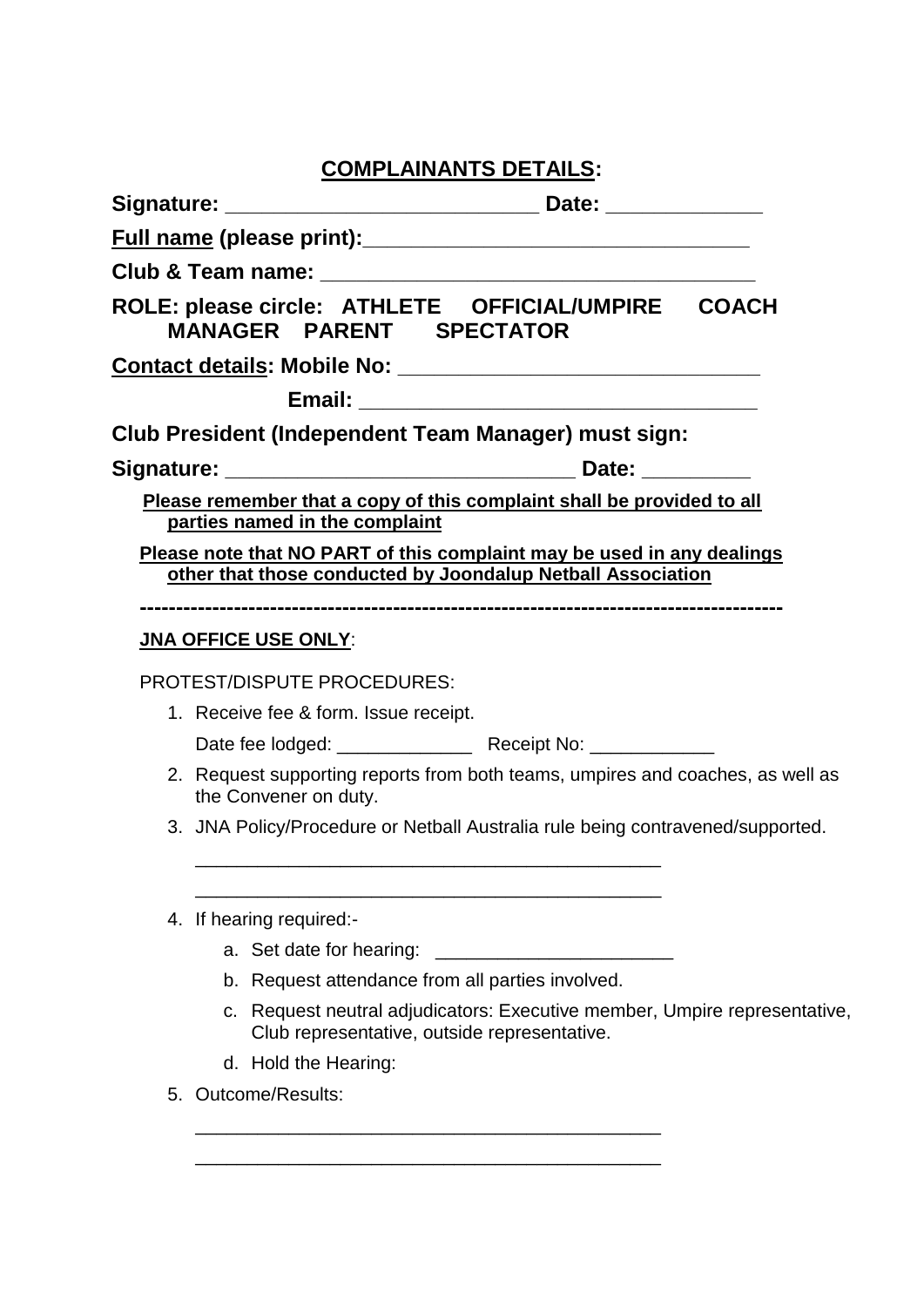## COMPLAINANTS DETAILS:

**Signature: _________________________ Date: _____________**

**Full name (please print):________________________________**

**Club & Team name: ___________________________________**

**ROLE: please circle: ATHLETE OFFICIAL/UMPIRE COACH MANAGER PARENT SPECTATOR**

**Contact details: Mobile No: ______________________________**

**Email: _________________________________**

**Club President (Independent Team Manager) must sign:**

**Signature: _____________________________ Date: _________**

**Please remember that a copy of this complaint shall be provided to all parties named in the complaint**

**Please note that NO PART of this complaint may be used in any dealings other that those conducted by Joondalup Netball Association**

---

**JNA OFFICE USE ONLY**:

PROTEST/DISPUTE PROCEDURES:

1. Receive fee & form. Issue receipt.

   Date fee lodged: _____________ Receipt No: ____________

2. Request supporting reports from both teams, umpires and coaches, as well as the Convener on duty.
3. JNA Policy/Procedure or Netball Australia rule being contravened/supported.

   ____________________________________________

   ____________________________________________

4. If hearing required:-
   a. Set date for hearing: _______________________
   b. Request attendance from all parties involved.
   c. Request neutral adjudicators: Executive member, Umpire representative, Club representative, outside representative.
   d. Hold the Hearing:
5. Outcome/Results:

   ____________________________________________

   ____________________________________________